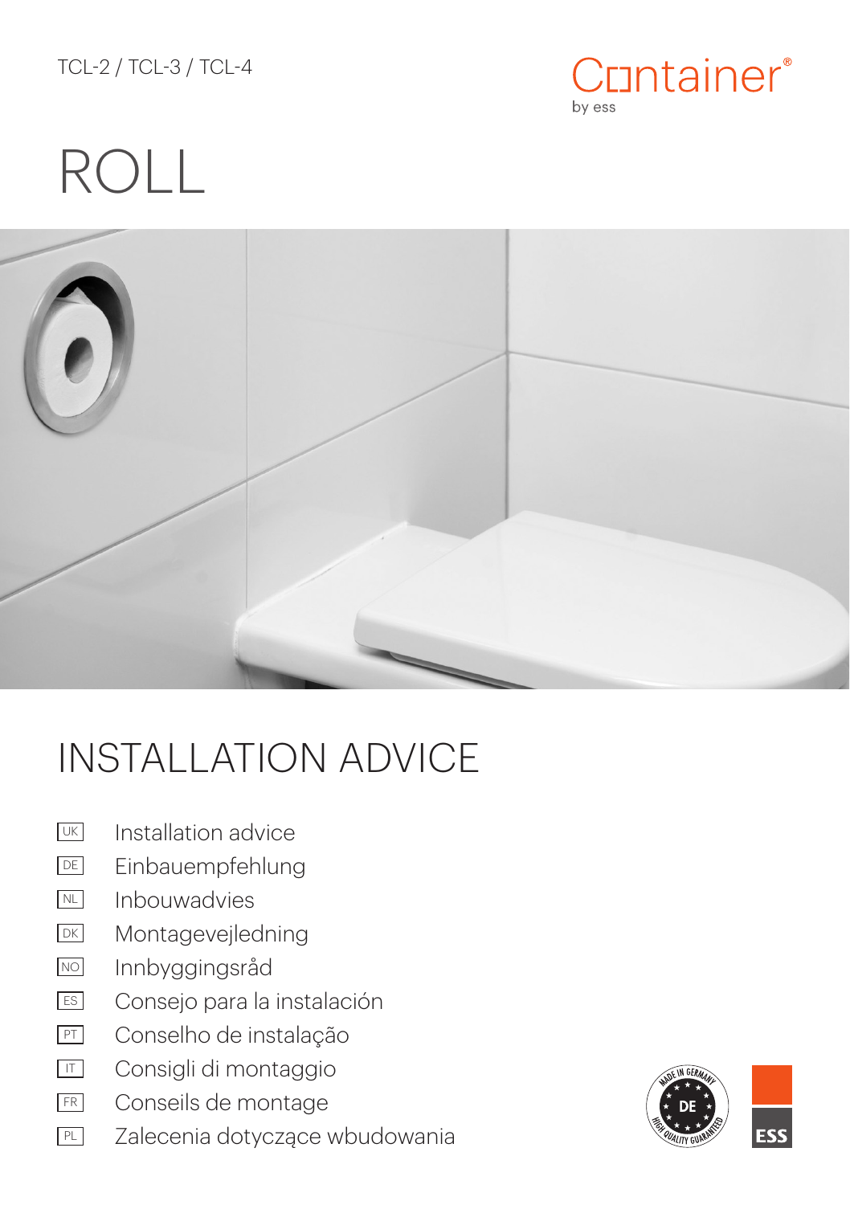TCL-2 / TCL-3 / TCL-4

Container®
by ess

# ROLL

# INSTALLATION ADVICE

- UK Installation advice
- DE Einbauempfehlung
- NL Inbouwadvies
- DK Montagevejledning
- NO Innbyggingsråd
- ES Consejo para la instalación
- PT Conselho de instalação
- IT Consigli di montaggio
- FR Conseils de montage
- PL Zalecenia dotyczące wbudowania

MADE IN GERMANY DE HIGH QUALITY GUARANTEED

ESS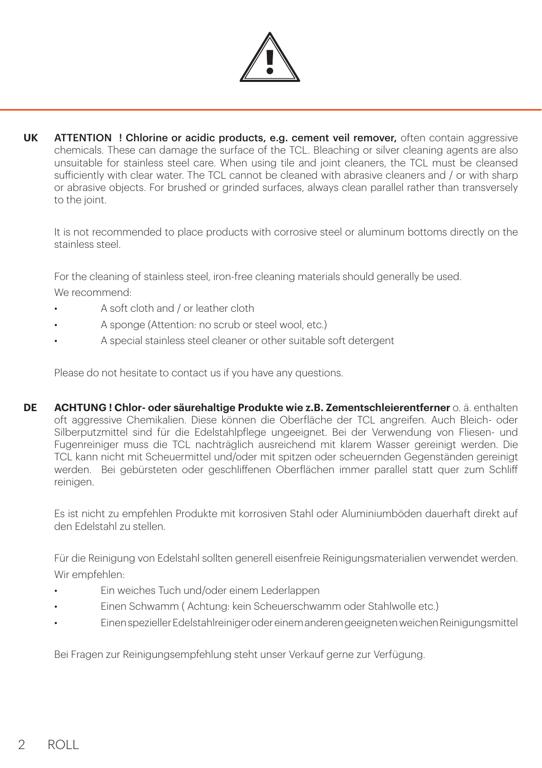**UK** **ATTENTION ! Chlorine or acidic products, e.g. cement veil remover,** often contain aggressive chemicals. These can damage the surface of the TCL. Bleaching or silver cleaning agents are also unsuitable for stainless steel care. When using tile and joint cleaners, the TCL must be cleansed sufficiently with clear water. The TCL cannot be cleaned with abrasive cleaners and / or with sharp or abrasive objects. For brushed or grinded surfaces, always clean parallel rather than transversely to the joint.

It is not recommended to place products with corrosive steel or aluminum bottoms directly on the stainless steel.

For the cleaning of stainless steel, iron-free cleaning materials should generally be used.
We recommend:

- A soft cloth and / or leather cloth
- A sponge (Attention: no scrub or steel wool, etc.)
- A special stainless steel cleaner or other suitable soft detergent

Please do not hesitate to contact us if you have any questions.

**DE** **ACHTUNG ! Chlor- oder säurehaltige Produkte wie z.B. Zementschleierentferner** o. ä. enthalten oft aggressive Chemikalien. Diese können die Oberfläche der TCL angreifen. Auch Bleich- oder Silberputzmittel sind für die Edelstahlpflege ungeeignet. Bei der Verwendung von Fliesen- und Fugenreiniger muss die TCL nachträglich ausreichend mit klarem Wasser gereinigt werden. Die TCL kann nicht mit Scheuermittel und/oder mit spitzen oder scheuernden Gegenständen gereinigt werden. Bei gebürsteten oder geschliffenen Oberflächen immer parallel statt quer zum Schliff reinigen.

Es ist nicht zu empfehlen Produkte mit korrosiven Stahl oder Aluminiumböden dauerhaft direkt auf den Edelstahl zu stellen.

Für die Reinigung von Edelstahl sollten generell eisenfreie Reinigungsmaterialien verwendet werden.
Wir empfehlen:

- Ein weiches Tuch und/oder einem Lederlappen
- Einen Schwamm ( Achtung: kein Scheuerschwamm oder Stahlwolle etc.)
- Einen spezieller Edelstahlreiniger oder einem anderen geeigneten weichen Reinigungsmittel

Bei Fragen zur Reinigungsempfehlung steht unser Verkauf gerne zur Verfügung.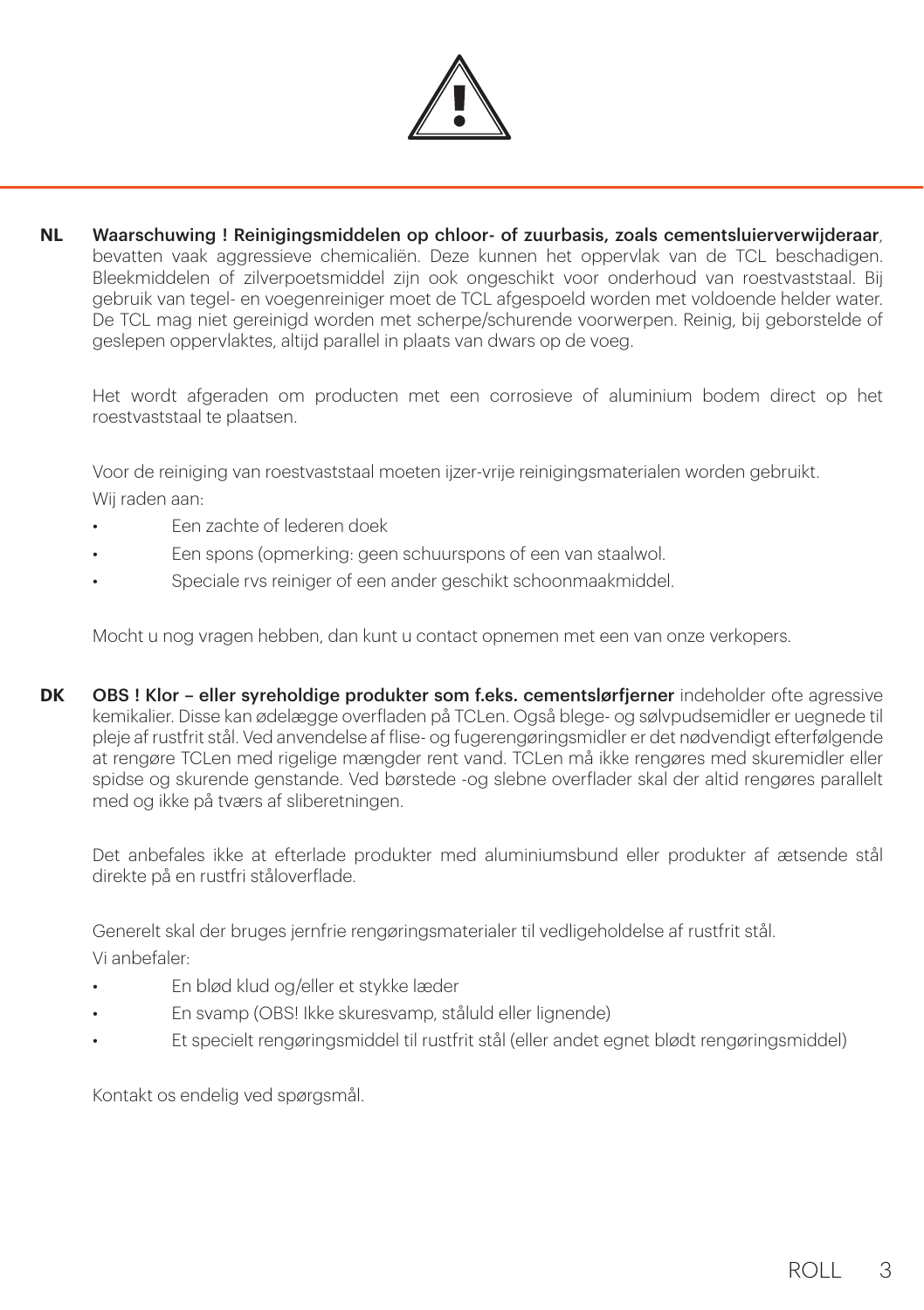**NL** **Waarschuwing ! Reinigingsmiddelen op chloor- of zuurbasis, zoals cementsluierverwijderaar**, bevatten vaak aggressieve chemicaliën. Deze kunnen het oppervlak van de TCL beschadigen. Bleekmiddelen of zilverpoetsmiddel zijn ook ongeschikt voor onderhoud van roestvaststaal. Bij gebruik van tegel- en voegenreiniger moet de TCL afgespoeld worden met voldoende helder water. De TCL mag niet gereinigd worden met scherpe/schurende voorwerpen. Reinig, bij geborstelde of geslepen oppervlaktes, altijd parallel in plaats van dwars op de voeg.

Het wordt afgeraden om producten met een corrosieve of aluminium bodem direct op het roestvaststaal te plaatsen.

Voor de reiniging van roestvaststaal moeten ijzer-vrije reinigingsmaterialen worden gebruikt.
Wij raden aan:

- Een zachte of lederen doek
- Een spons (opmerking: geen schuurspons of een van staalwol.
- Speciale rvs reiniger of een ander geschikt schoonmaakmiddel.

Mocht u nog vragen hebben, dan kunt u contact opnemen met een van onze verkopers.

**DK** **OBS ! Klor – eller syreholdige produkter som f.eks. cementslørfjerner** indeholder ofte agressive kemikalier. Disse kan ødelægge overfladen på TCLen. Også blege- og sølvpudsemidler er uegnede til pleje af rustfrit stål. Ved anvendelse af flise- og fugerengøringsmidler er det nødvendigt efterfølgende at rengøre TCLen med rigelige mængder rent vand. TCLen må ikke rengøres med skuremidler eller spidse og skurende genstande. Ved børstede -og slebne overflader skal der altid rengøres parallelt med og ikke på tværs af sliberetningen.

Det anbefales ikke at efterlade produkter med aluminiumsbund eller produkter af ætsende stål direkte på en rustfri ståloverflade.

Generelt skal der bruges jernfrie rengøringsmaterialer til vedligeholdelse af rustfrit stål.
Vi anbefaler:

- En blød klud og/eller et stykke læder
- En svamp (OBS! Ikke skuresvamp, ståluld eller lignende)
- Et specielt rengøringsmiddel til rustfrit stål (eller andet egnet blødt rengøringsmiddel)

Kontakt os endelig ved spørgsmål.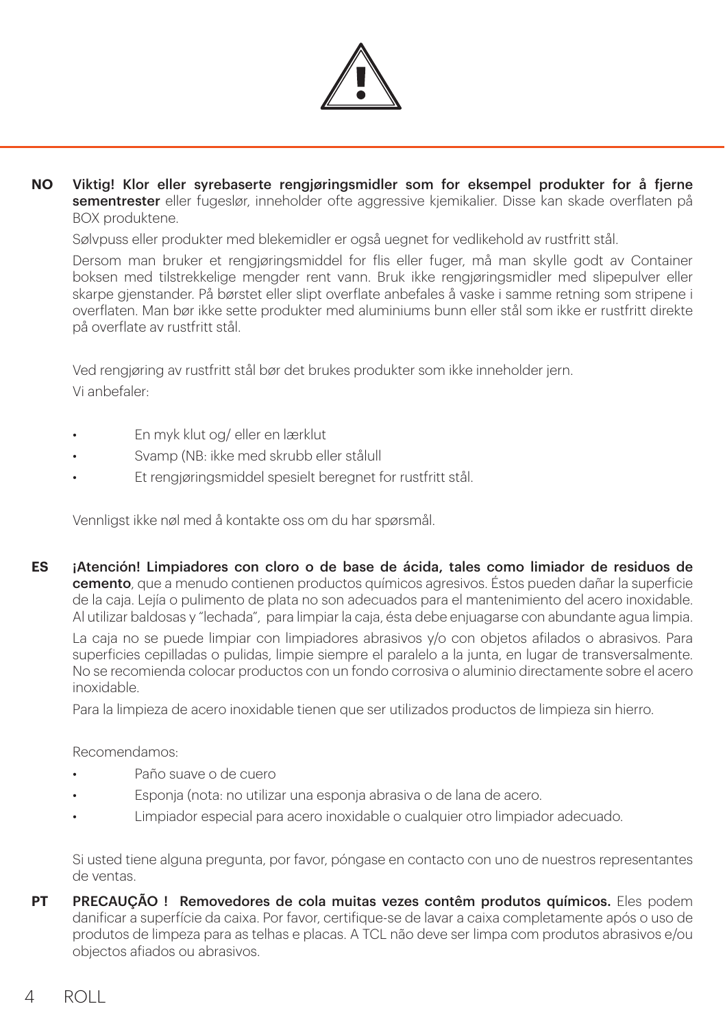**NO** **Viktig! Klor eller syrebaserte rengjøringsmidler som for eksempel produkter for å fjerne sementrester** eller fugeslør, inneholder ofte aggressive kjemikalier. Disse kan skade overflaten på BOX produktene.

Sølvpuss eller produkter med blekemidler er også uegnet for vedlikehold av rustfritt stål.

Dersom man bruker et rengjøringsmiddel for flis eller fuger, må man skylle godt av Container boksen med tilstrekkelige mengder rent vann. Bruk ikke rengjøringsmidler med slipepulver eller skarpe gjenstander. På børstet eller slipt overflate anbefales å vaske i samme retning som stripene i overflaten. Man bør ikke sette produkter med aluminiums bunn eller stål som ikke er rustfritt direkte på overflate av rustfritt stål.

Ved rengjøring av rustfritt stål bør det brukes produkter som ikke inneholder jern.

Vi anbefaler:

- En myk klut og/ eller en lærklut
- Svamp (NB: ikke med skrubb eller stålull
- Et rengjøringsmiddel spesielt beregnet for rustfritt stål.

Vennligst ikke nøl med å kontakte oss om du har spørsmål.

**ES** **¡Atención! Limpiadores con cloro o de base de ácida, tales como limiador de residuos de cemento**, que a menudo contienen productos químicos agresivos. Éstos pueden dañar la superficie de la caja. Lejía o pulimento de plata no son adecuados para el mantenimiento del acero inoxidable. Al utilizar baldosas y "lechada", para limpiar la caja, ésta debe enjuagarse con abundante agua limpia.

La caja no se puede limpiar con limpiadores abrasivos y/o con objetos afilados o abrasivos. Para superficies cepilladas o pulidas, limpie siempre el paralelo a la junta, en lugar de transversalmente. No se recomienda colocar productos con un fondo corrosiva o aluminio directamente sobre el acero inoxidable.

Para la limpieza de acero inoxidable tienen que ser utilizados productos de limpieza sin hierro.

Recomendamos:

- Paño suave o de cuero
- Esponja (nota: no utilizar una esponja abrasiva o de lana de acero.
- Limpiador especial para acero inoxidable o cualquier otro limpiador adecuado.

Si usted tiene alguna pregunta, por favor, póngase en contacto con uno de nuestros representantes de ventas.

**PT** **PRECAUÇÃO ! Removedores de cola muitas vezes contêm produtos químicos.** Eles podem danificar a superfície da caixa. Por favor, certifique-se de lavar a caixa completamente após o uso de produtos de limpeza para as telhas e placas. A TCL não deve ser limpa com produtos abrasivos e/ou objectos afiados ou abrasivos.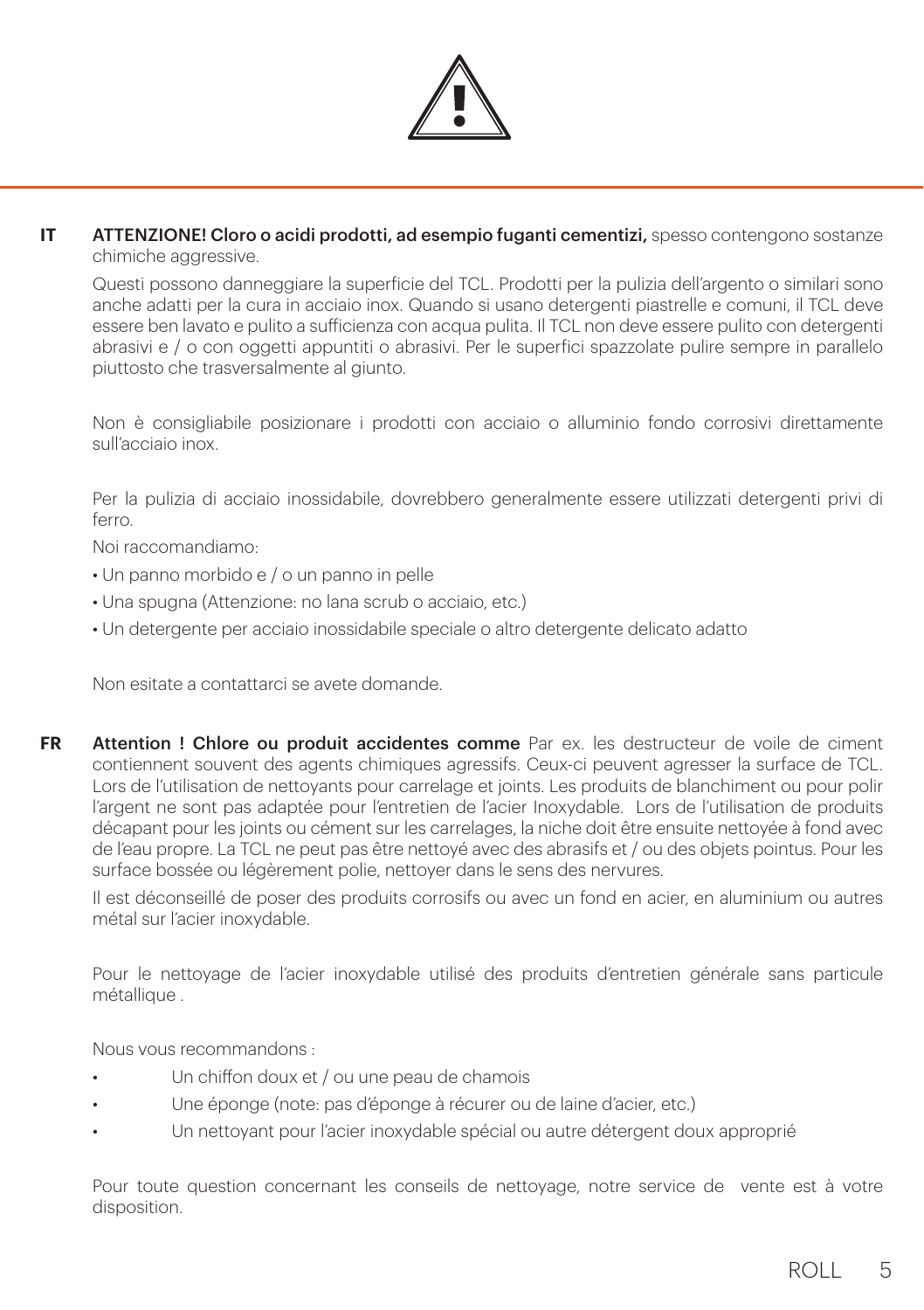**IT** **ATTENZIONE! Cloro o acidi prodotti, ad esempio fuganti cementizi,** spesso contengono sostanze chimiche aggressive.

Questi possono danneggiare la superficie del TCL. Prodotti per la pulizia dell'argento o similari sono anche adatti per la cura in acciaio inox. Quando si usano detergenti piastrelle e comuni, il TCL deve essere ben lavato e pulito a sufficienza con acqua pulita. Il TCL non deve essere pulito con detergenti abrasivi e / o con oggetti appuntiti o abrasivi. Per le superfici spazzolate pulire sempre in parallelo piuttosto che trasversalmente al giunto.

Non è consigliabile posizionare i prodotti con acciaio o alluminio fondo corrosivi direttamente sull'acciaio inox.

Per la pulizia di acciaio inossidabile, dovrebbero generalmente essere utilizzati detergenti privi di ferro.

Noi raccomandiamo:

- Un panno morbido e / o un panno in pelle
- Una spugna (Attenzione: no lana scrub o acciaio, etc.)
- Un detergente per acciaio inossidabile speciale o altro detergente delicato adatto

Non esitate a contattarci se avete domande.

**FR** **Attention ! Chlore ou produit accidentes comme** Par ex. les destructeur de voile de ciment contiennent souvent des agents chimiques agressifs. Ceux-ci peuvent agresser la surface de TCL. Lors de l'utilisation de nettoyants pour carrelage et joints. Les produits de blanchiment ou pour polir l'argent ne sont pas adaptée pour l'entretien de l'acier Inoxydable. Lors de l'utilisation de produits décapant pour les joints ou cément sur les carrelages, la niche doit être ensuite nettoyée à fond avec de l'eau propre. La TCL ne peut pas être nettoyé avec des abrasifs et / ou des objets pointus. Pour les surface bossée ou légèrement polie, nettoyer dans le sens des nervures.

Il est déconseillé de poser des produits corrosifs ou avec un fond en acier, en aluminium ou autres métal sur l'acier inoxydable.

Pour le nettoyage de l'acier inoxydable utilisé des produits d'entretien générale sans particule métallique .

Nous vous recommandons :

- Un chiffon doux et / ou une peau de chamois
- Une éponge (note: pas d'éponge à récurer ou de laine d'acier, etc.)
- Un nettoyant pour l'acier inoxydable spécial ou autre détergent doux approprié

Pour toute question concernant les conseils de nettoyage, notre service de vente est à votre disposition.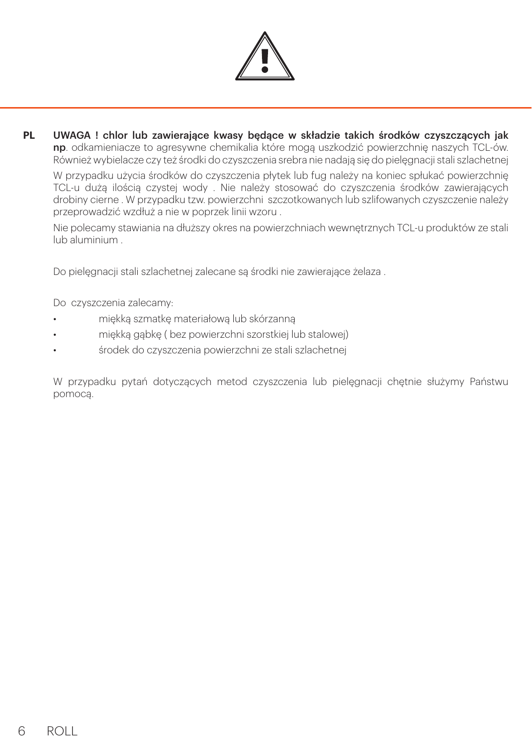**PL** **UWAGA ! chlor lub zawierające kwasy będące w składzie takich środków czyszczących jak np**. odkamieniacze to agresywne chemikalia które mogą uszkodzić powierzchnię naszych TCL-ów. Również wybielacze czy też środki do czyszczenia srebra nie nadają się do pielęgnacji stali szlachetnej

W przypadku użycia środków do czyszczenia płytek lub fug należy na koniec spłukać powierzchnię TCL-u dużą ilością czystej wody . Nie należy stosować do czyszczenia środków zawierających drobiny cierne . W przypadku tzw. powierzchni szczotkowanych lub szlifowanych czyszczenie należy przeprowadzić wzdłuż a nie w poprzek linii wzoru .

Nie polecamy stawiania na dłuższy okres na powierzchniach wewnętrznych TCL-u produktów ze stali lub aluminium .

Do pielęgnacji stali szlachetnej zalecane są środki nie zawierające żelaza .

Do czyszczenia zalecamy:

- miękką szmatkę materiałową lub skórzanną
- miękką gąbkę ( bez powierzchni szorstkiej lub stalowej)
- środek do czyszczenia powierzchni ze stali szlachetnej

W przypadku pytań dotyczących metod czyszczenia lub pielęgnacji chętnie służymy Państwu pomocą.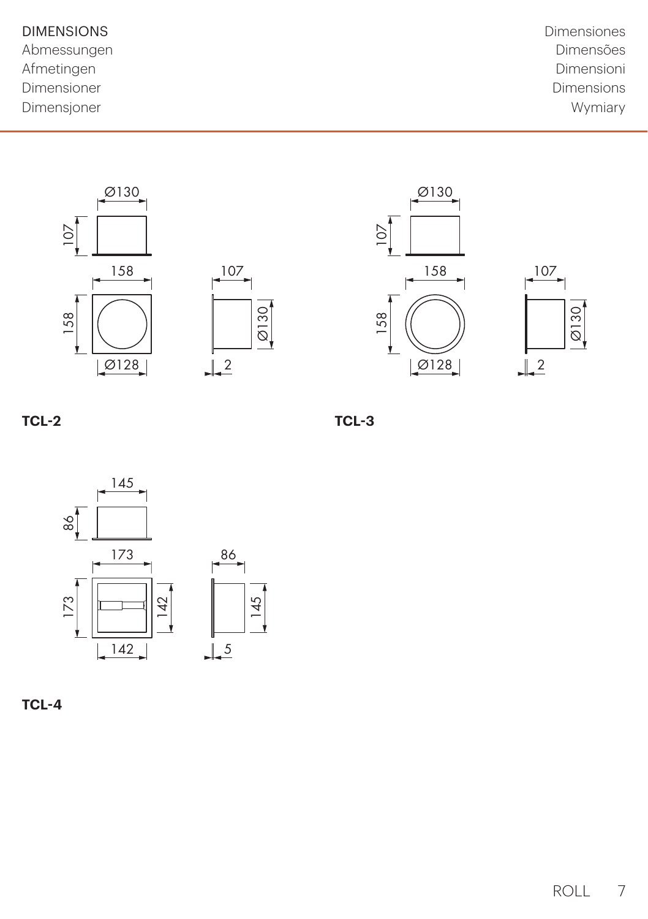DIMENSIONS
Abmessungen
Afmetingen
Dimensioner
Dimensjoner

Dimensiones
Dimensões
Dimensioni
Dimensions
Wymiary

Ø130
107
158
158
Ø128
107
Ø130
2

**TCL-2**

Ø130
107
158
158
Ø128
107
Ø130
2

**TCL-3**

145
86
173
173
142
142
86
145
5

**TCL-4**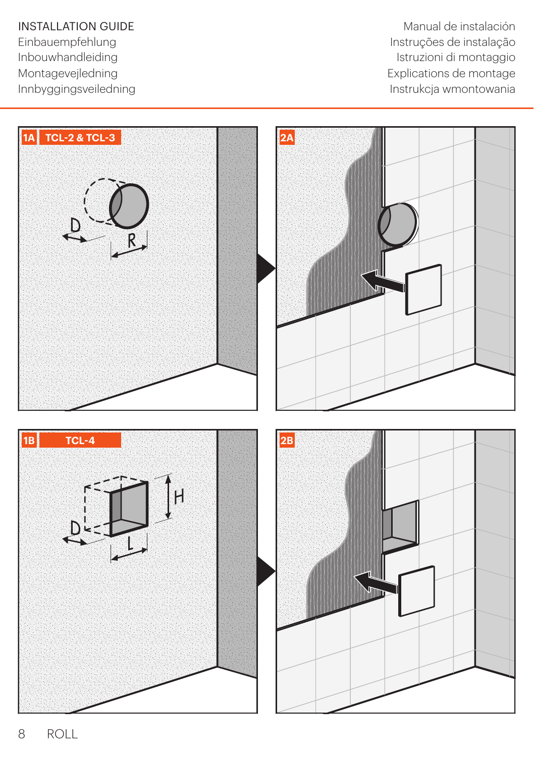INSTALLATION GUIDE
Einbauempfehlung
Inbouwhandleiding
Montagevejledning
Innbyggingsveiledning

Manual de instalación
Instruções de instalação
Istruzioni di montaggio
Explications de montage
Instrukcja wmontowania

**1A** TCL-2 & TCL-3

D

R

**2A**

**1B** TCL-4

H

D

L

**2B**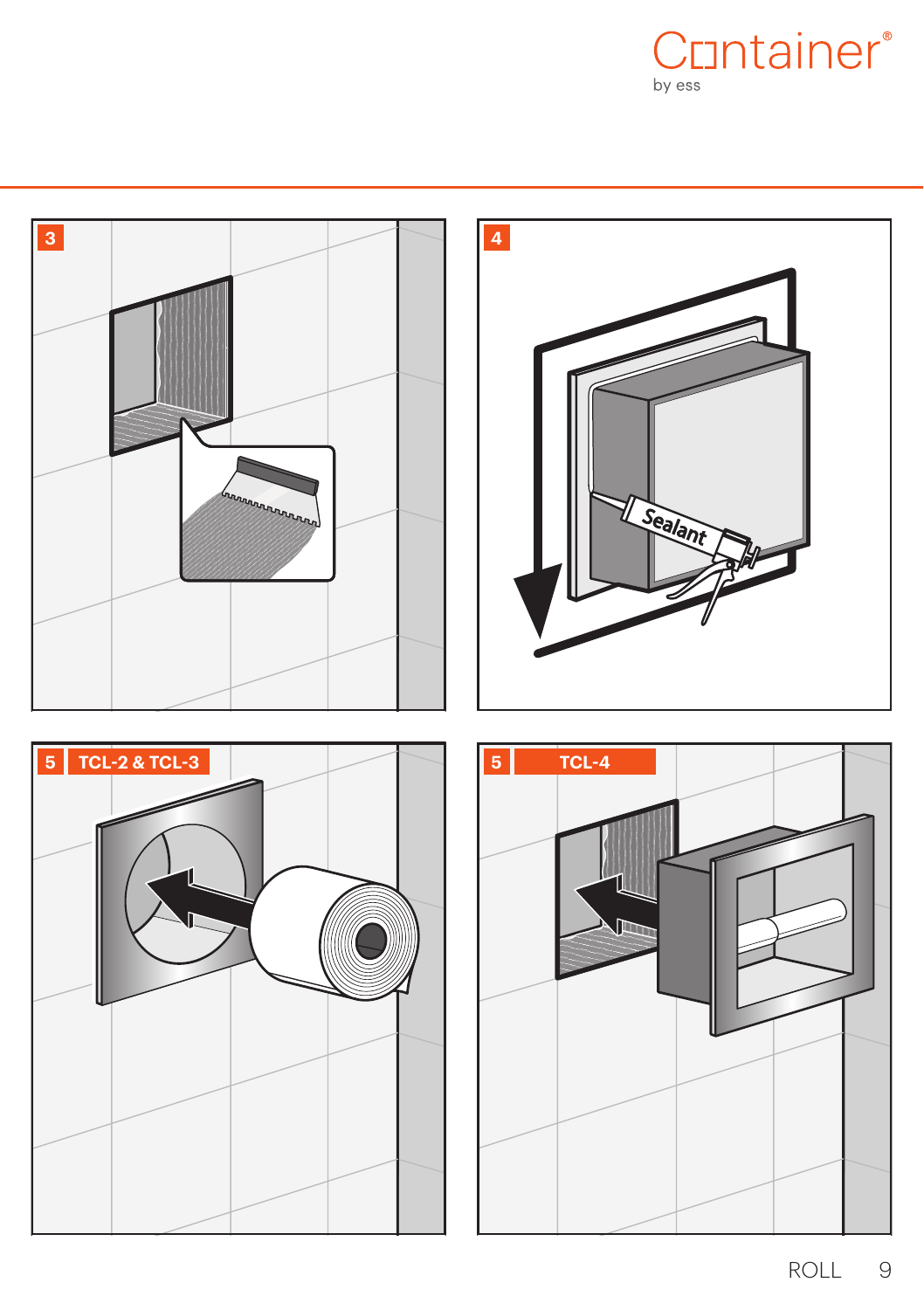3

4

Sealant

5 TCL-2 & TCL-3

5 TCL-4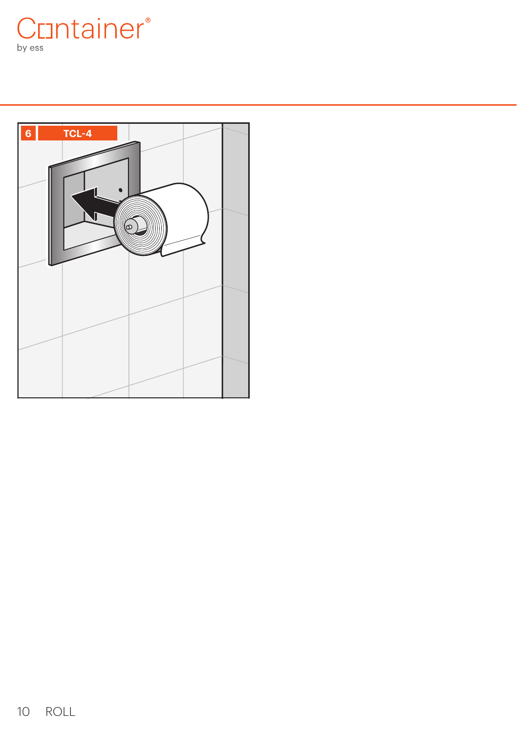6 TCL-4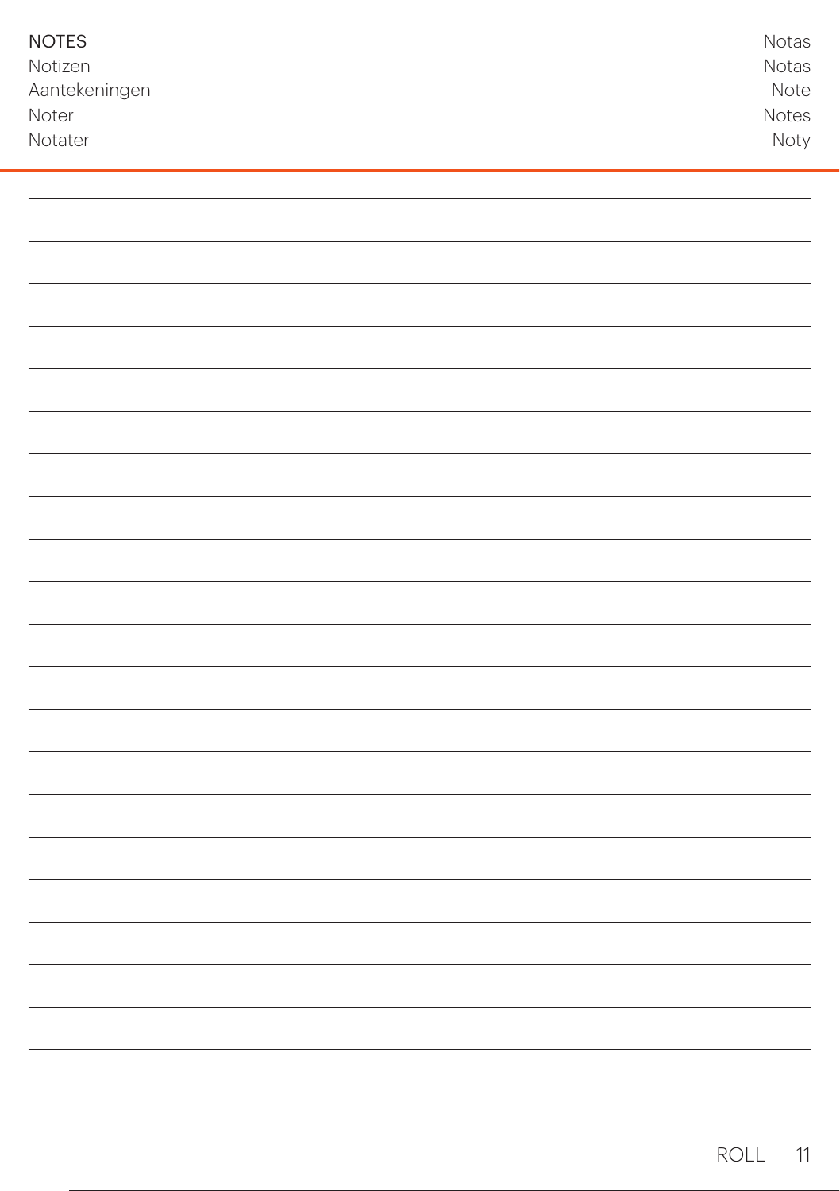NOTES
Notizen
Aantekeningen
Noter
Notater

Notas
Notas
Note
Notes
Noty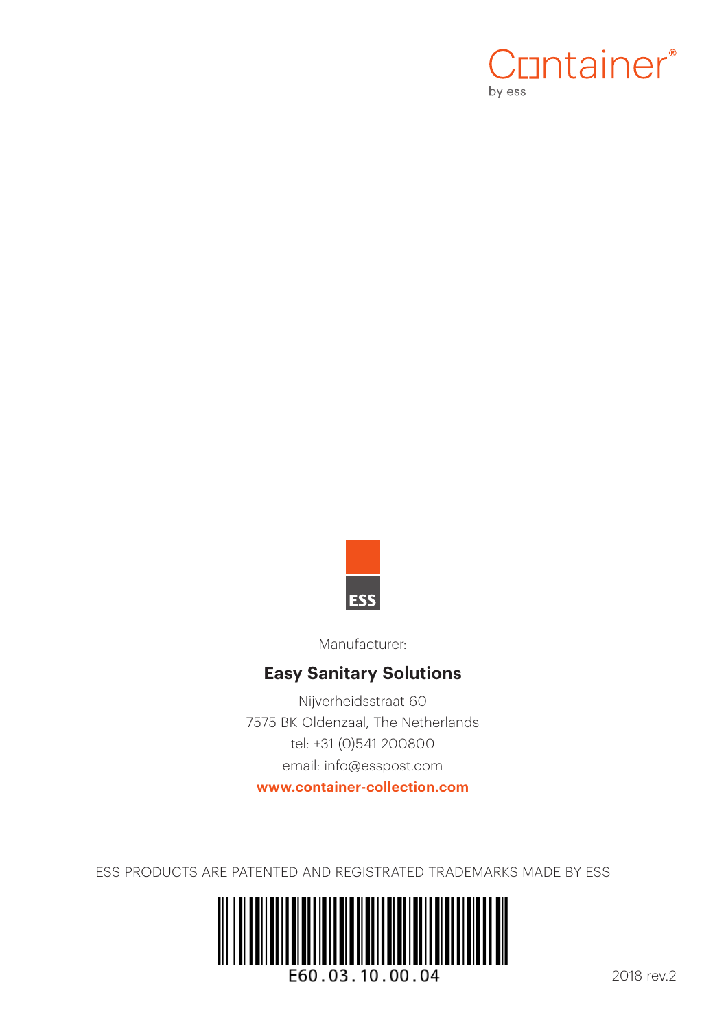Container®
by ess

ESS

Manufacturer:

**Easy Sanitary Solutions**

Nijverheidsstraat 60
7575 BK Oldenzaal, The Netherlands
tel: +31 (0)541 200800
email: info@esspost.com
**www.container-collection.com**

ESS PRODUCTS ARE PATENTED AND REGISTRATED TRADEMARKS MADE BY ESS

E60.03.10.00.04

2018 rev.2